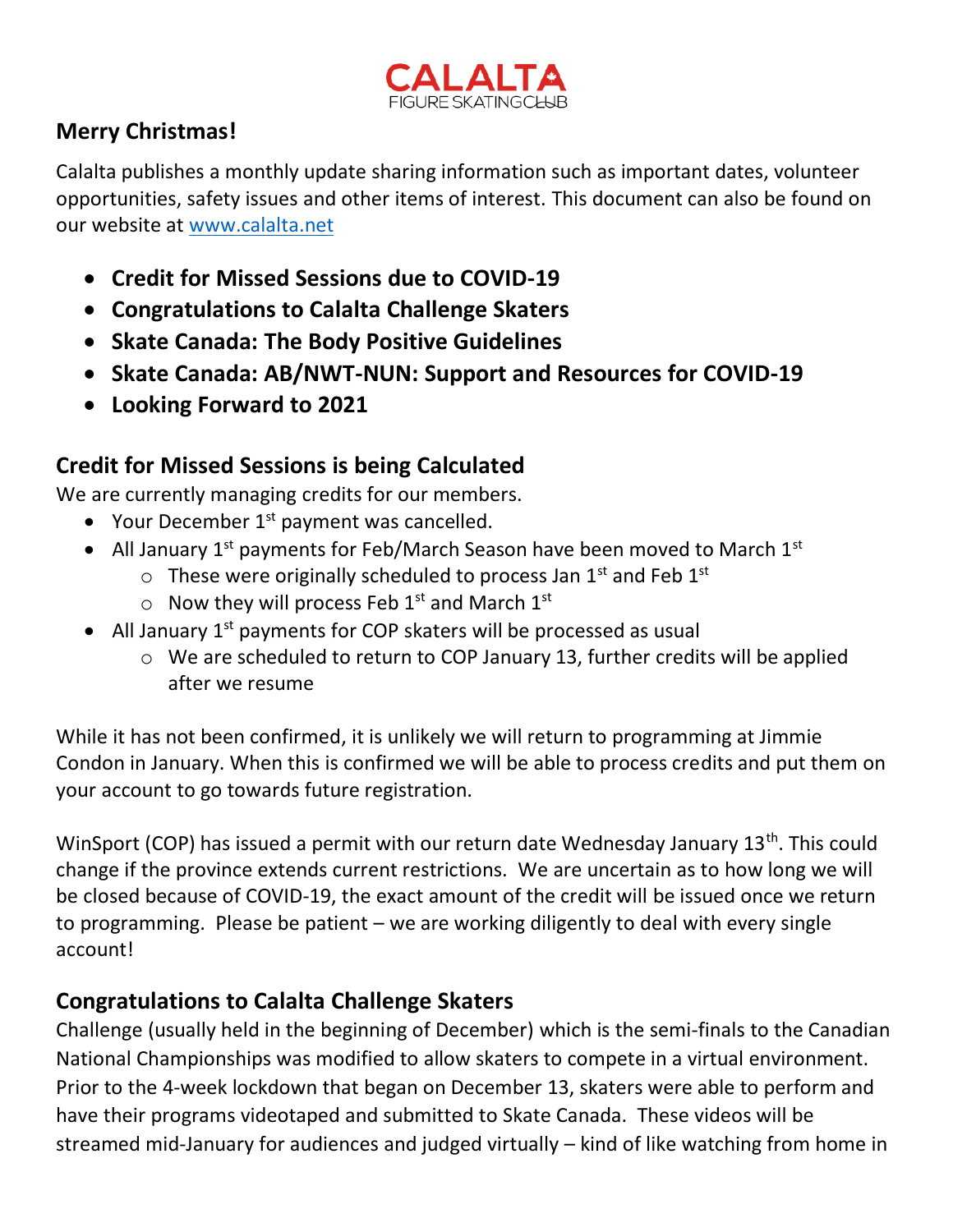CALALTA FIGURE SKATING CLUB

## Merry Christmas!

Calalta publishes a monthly update sharing information such as important dates, volunteer opportunities, safety issues and other items of interest. This document can also be found on our website at [www.calalta.net](http://www.calalta.net)

- **Credit for Missed Sessions due to COVID-19**
- **Congratulations to Calalta Challenge Skaters**
- **Skate Canada: The Body Positive Guidelines**
- **Skate Canada: AB/NWT-NUN: Support and Resources for COVID-19**
- **Looking Forward to 2021**

## Credit for Missed Sessions is being Calculated

We are currently managing credits for our members.

- Your December 1st payment was cancelled.
- All January 1st payments for Feb/March Season have been moved to March 1st
    - These were originally scheduled to process Jan 1st and Feb 1st
    - Now they will process Feb 1st and March 1st
- All January 1st payments for COP skaters will be processed as usual
    - We are scheduled to return to COP January 13, further credits will be applied after we resume

While it has not been confirmed, it is unlikely we will return to programming at Jimmie Condon in January. When this is confirmed we will be able to process credits and put them on your account to go towards future registration.

WinSport (COP) has issued a permit with our return date Wednesday January 13th. This could change if the province extends current restrictions. We are uncertain as to how long we will be closed because of COVID-19, the exact amount of the credit will be issued once we return to programming. Please be patient – we are working diligently to deal with every single account!

## Congratulations to Calalta Challenge Skaters

Challenge (usually held in the beginning of December) which is the semi-finals to the Canadian National Championships was modified to allow skaters to compete in a virtual environment. Prior to the 4-week lockdown that began on December 13, skaters were able to perform and have their programs videotaped and submitted to Skate Canada. These videos will be streamed mid-January for audiences and judged virtually – kind of like watching from home in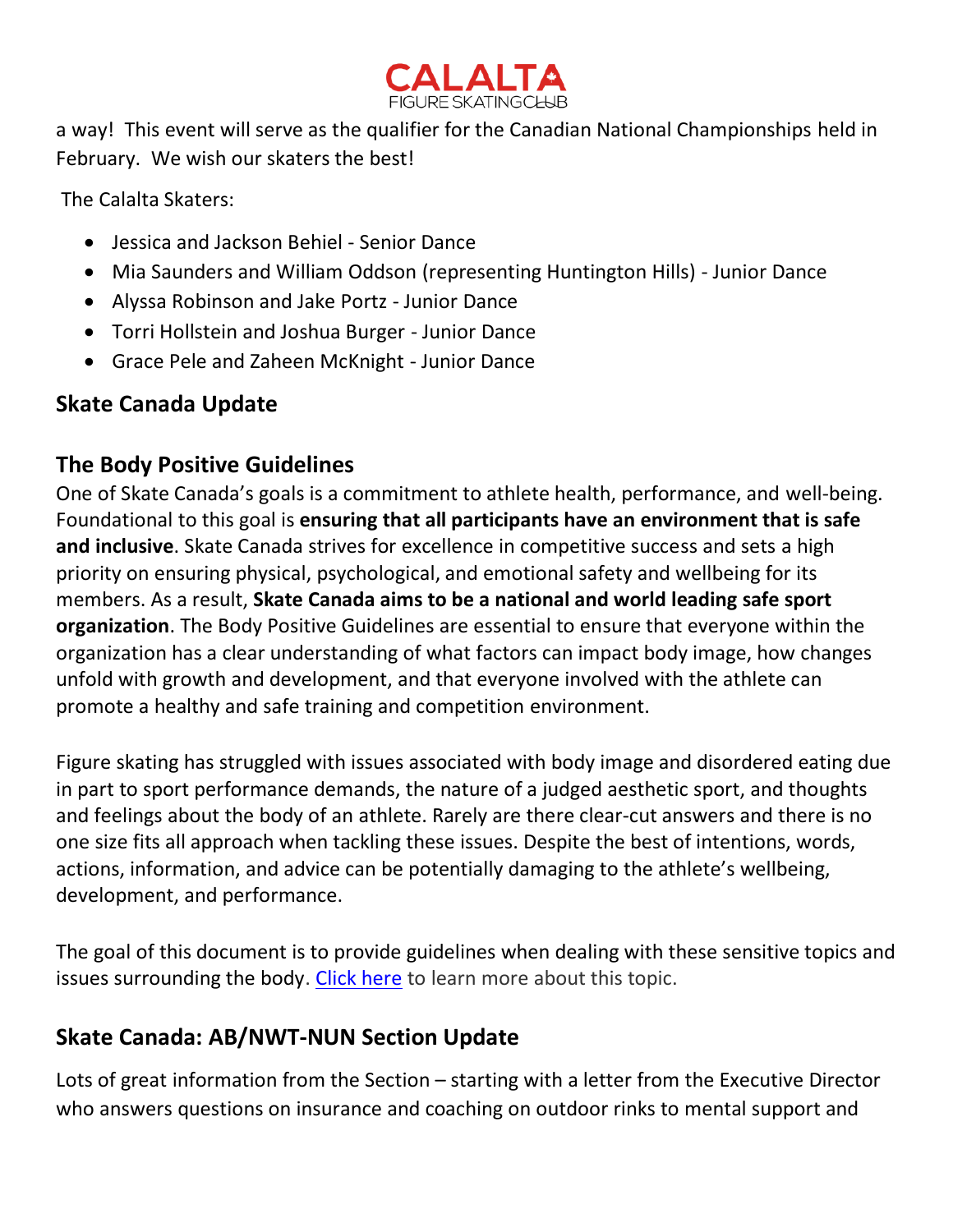a way! This event will serve as the qualifier for the Canadian National Championships held in February. We wish our skaters the best!

The Calalta Skaters:

- Jessica and Jackson Behiel - Senior Dance
- Mia Saunders and William Oddson (representing Huntington Hills) - Junior Dance
- Alyssa Robinson and Jake Portz - Junior Dance
- Torri Hollstein and Joshua Burger - Junior Dance
- Grace Pele and Zaheen McKnight - Junior Dance

## Skate Canada Update

## The Body Positive Guidelines

One of Skate Canada's goals is a commitment to athlete health, performance, and well-being. Foundational to this goal is **ensuring that all participants have an environment that is safe and inclusive**. Skate Canada strives for excellence in competitive success and sets a high priority on ensuring physical, psychological, and emotional safety and wellbeing for its members. As a result, **Skate Canada aims to be a national and world leading safe sport organization**. The Body Positive Guidelines are essential to ensure that everyone within the organization has a clear understanding of what factors can impact body image, how changes unfold with growth and development, and that everyone involved with the athlete can promote a healthy and safe training and competition environment.

Figure skating has struggled with issues associated with body image and disordered eating due in part to sport performance demands, the nature of a judged aesthetic sport, and thoughts and feelings about the body of an athlete. Rarely are there clear-cut answers and there is no one size fits all approach when tackling these issues. Despite the best of intentions, words, actions, information, and advice can be potentially damaging to the athlete's wellbeing, development, and performance.

The goal of this document is to provide guidelines when dealing with these sensitive topics and issues surrounding the body. Click here to learn more about this topic.

## Skate Canada: AB/NWT-NUN Section Update

Lots of great information from the Section – starting with a letter from the Executive Director who answers questions on insurance and coaching on outdoor rinks to mental support and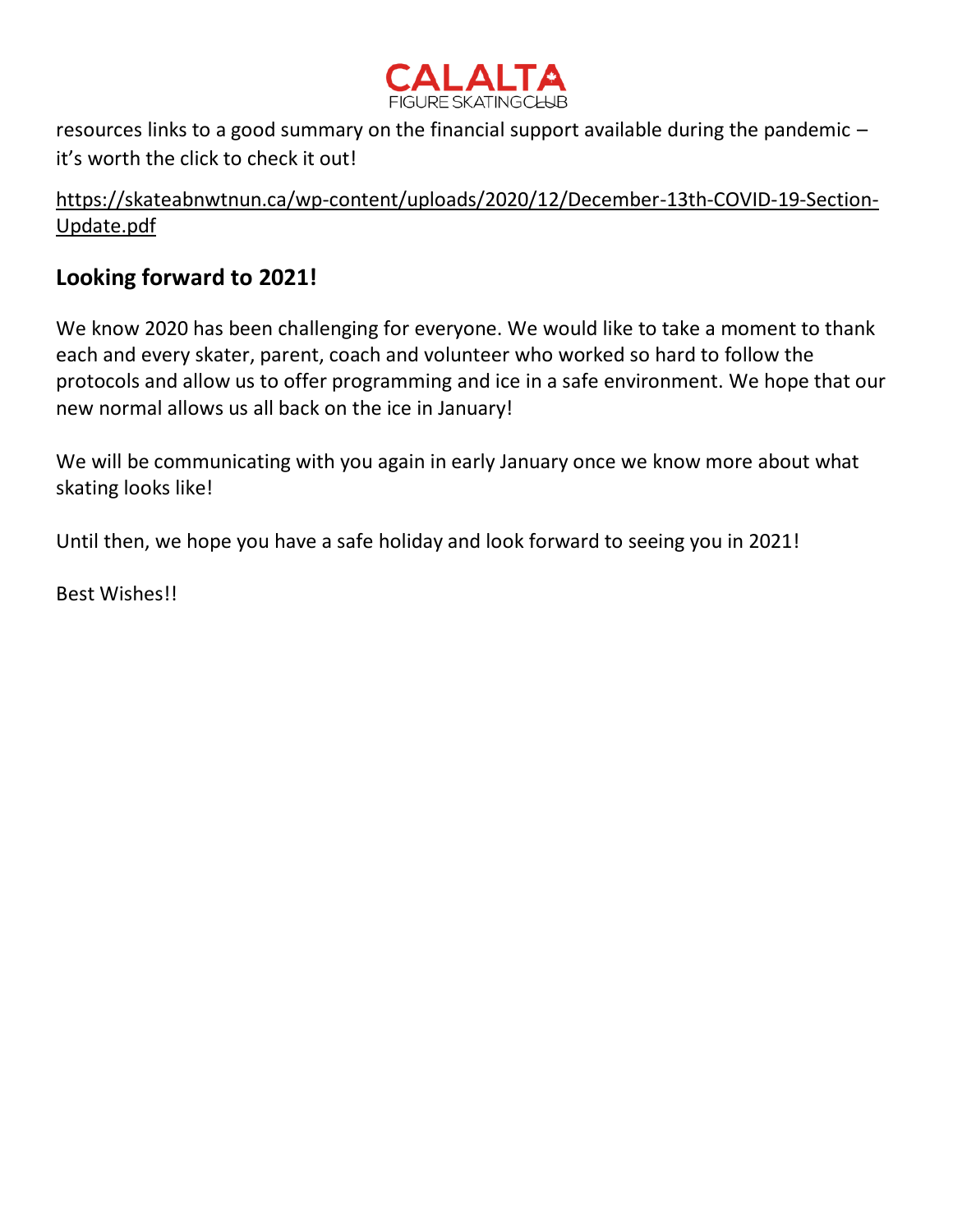resources links to a good summary on the financial support available during the pandemic – it's worth the click to check it out!

https://skateabnwtnun.ca/wp-content/uploads/2020/12/December-13th-COVID-19-Section-Update.pdf

## Looking forward to 2021!

We know 2020 has been challenging for everyone. We would like to take a moment to thank each and every skater, parent, coach and volunteer who worked so hard to follow the protocols and allow us to offer programming and ice in a safe environment. We hope that our new normal allows us all back on the ice in January!

We will be communicating with you again in early January once we know more about what skating looks like!

Until then, we hope you have a safe holiday and look forward to seeing you in 2021!

Best Wishes!!